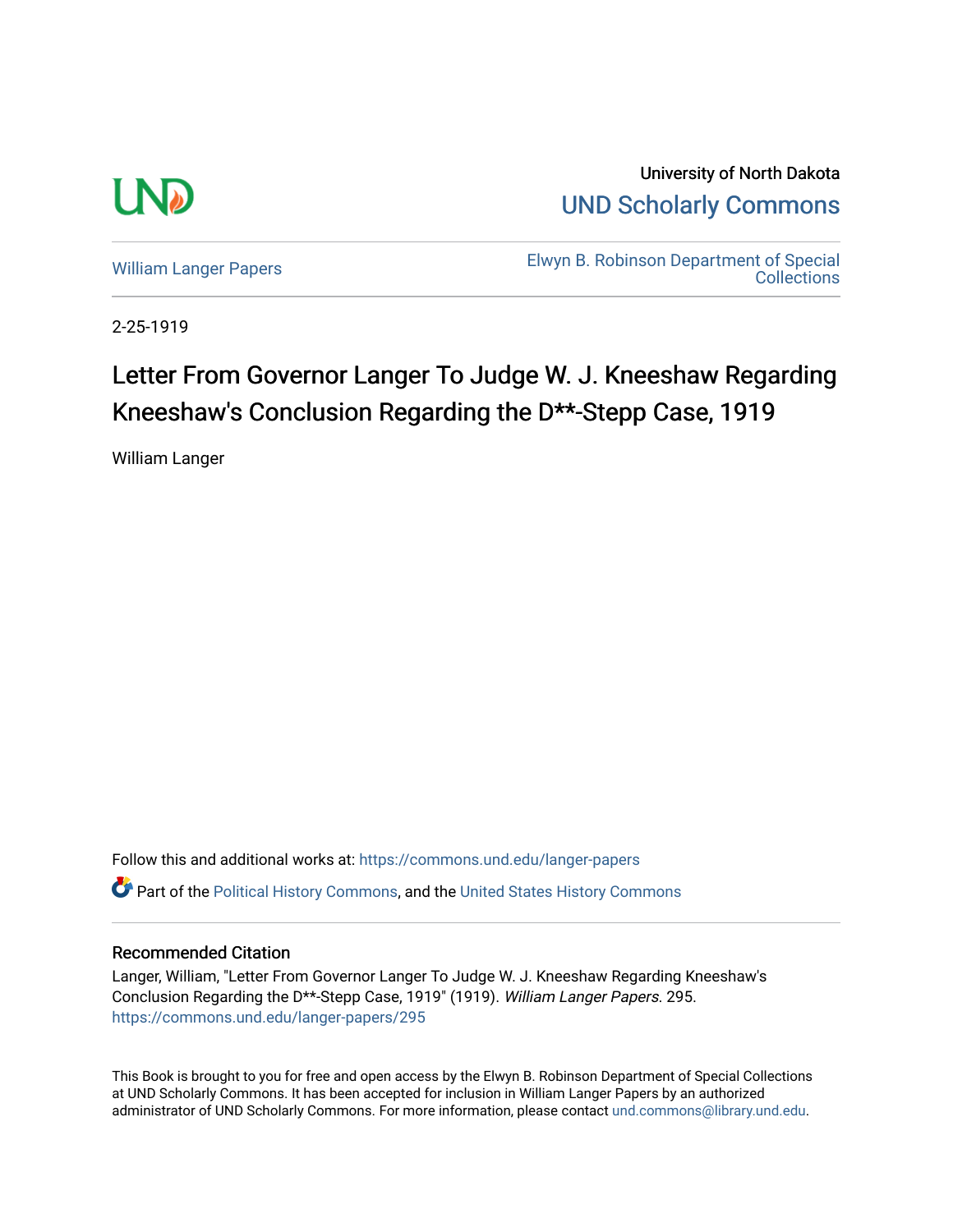University of North Dakota

UND Scholarly Commons

William Langer Papers

Elwyn B. Robinson Department of Special Collections

2-25-1919

# Letter From Governor Langer To Judge W. J. Kneeshaw Regarding Kneeshaw's Conclusion Regarding the D**-Stepp Case, 1919

William Langer

Follow this and additional works at: https://commons.und.edu/langer-papers

Part of the Political History Commons, and the United States History Commons

## Recommended Citation

Langer, William, "Letter From Governor Langer To Judge W. J. Kneeshaw Regarding Kneeshaw's Conclusion Regarding the D**-Stepp Case, 1919" (1919). *William Langer Papers*. 295.
https://commons.und.edu/langer-papers/295

This Book is brought to you for free and open access by the Elwyn B. Robinson Department of Special Collections at UND Scholarly Commons. It has been accepted for inclusion in William Langer Papers by an authorized administrator of UND Scholarly Commons. For more information, please contact und.commons@library.und.edu.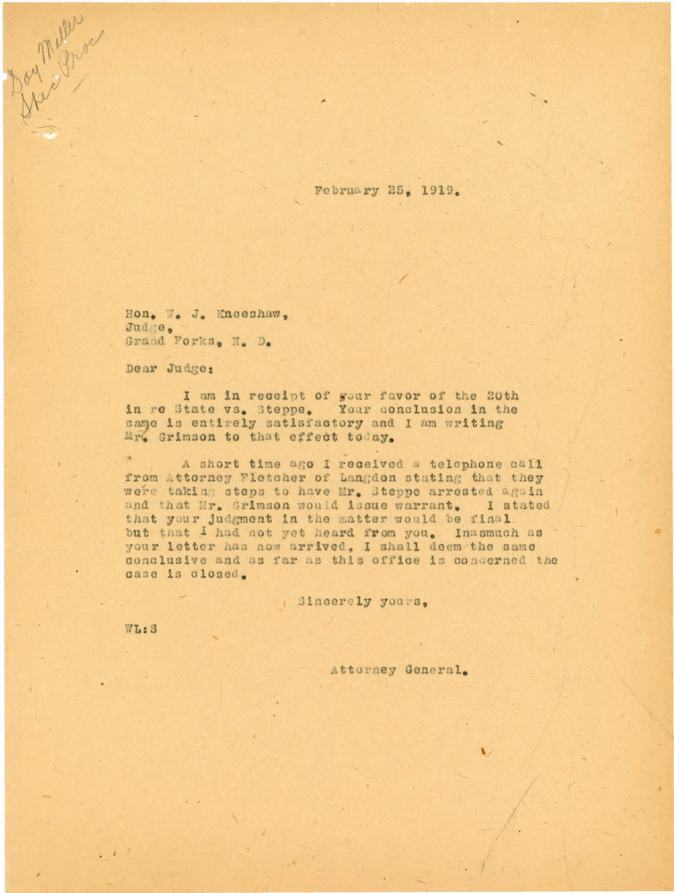Doy Miller
Spec Pros

February 25, 1919.

Hon. W. J. Kneeshaw,
Judge,
Grand Forks, N. D.

Dear Judge:

I am in receipt of your favor of the 20th in re State vs. Steppe. Your conclusion in the same is entirely satisfactory and I am writing Mr. Grimson to that effect today.

A short time ago I received a telephone call from Attorney Fletcher of Langdon stating that they were taking steps to have Mr. Steppe arrested again and that Mr. Grimson would issue warrant. I stated that your judgment in the matter would be final but that I had not yet heard from you. Inasmuch as your letter has now arrived, I shall deem the same conclusive and as far as this office is concerned the case is closed.

Sincerely yours,

WL:S

Attorney General.